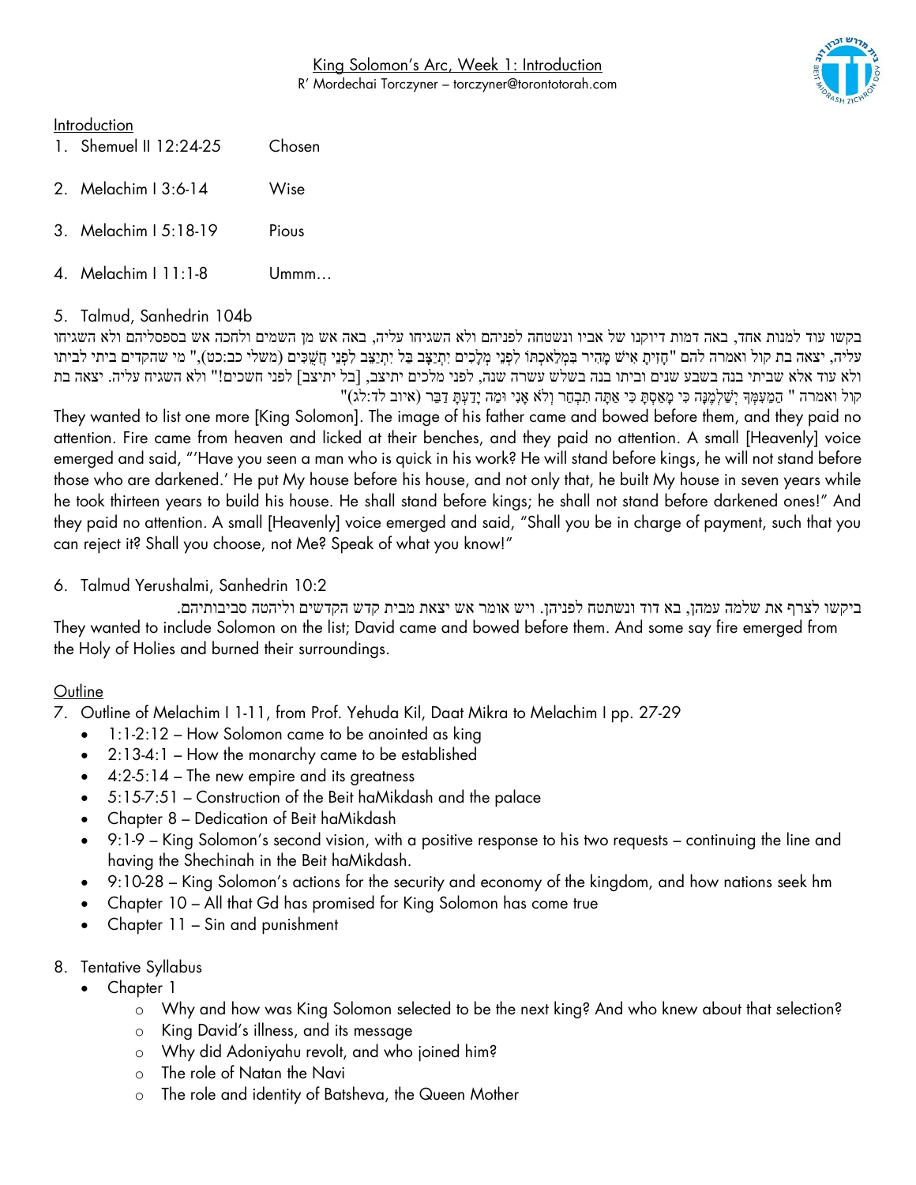King Solomon's Arc, Week 1: Introduction

R' Mordechai Torczyner – torczyner@torontotorah.com

Introduction

1. Shemuel II 12:24-25 Chosen
2. Melachim I 3:6-14 Wise
3. Melachim I 5:18-19 Pious
4. Melachim I 11:1-8 Ummm…
5. Talmud, Sanhedrin 104b

בקשו עוד למנות אחד, באה דמות דיוקנו של אביו ונשטחה לפניהם ולא השגיחו עליה, באה אש מן השמים ולחכה אש בספסליהם ולא השגיחו עליה, יצאה בת קול ואמרה להם "חָזִיתָ אִישׁ מָהִיר בִּמְלַאכְתּוֹ לִפְנֵי מְלָכִים יִתְיַצָּב בַּל יִתְיַצֵּב לִפְנֵי חֲשֻׁכִּים (משלי כב:כט)," מי שהקדים ביתי לביתו ולא עוד אלא שביתי בנה בשבע שנים וביתו בנה בשלש עשרה שנה, לפני מלכים יתיצב, [בל יתיצב] לפני חשכים!" ולא השגיח עליה. יצאה בת קול ואמרה " הֲמֵעִמְּךָ יְשַׁלְּמֶנָּה כִּי מָאַסְתָּ כִּי אַתָּה תִבְחַר וְלֹא אָנִי וּמַה יָּדַעְתָּ דַבֵּר (איוב לד:לג)"

They wanted to list one more [King Solomon]. The image of his father came and bowed before them, and they paid no attention. Fire came from heaven and licked at their benches, and they paid no attention. A small [Heavenly] voice emerged and said, "'Have you seen a man who is quick in his work? He will stand before kings, he will not stand before those who are darkened.' He put My house before his house, and not only that, he built My house in seven years while he took thirteen years to build his house. He shall stand before kings; he shall not stand before darkened ones!" And they paid no attention. A small [Heavenly] voice emerged and said, "Shall you be in charge of payment, such that you can reject it? Shall you choose, not Me? Speak of what you know!"

6. Talmud Yerushalmi, Sanhedrin 10:2

ביקשו לצרף את שלמה עמהן, בא דוד ונשתטח לפניהן. ויש אומר אש יצאת מבית קדש הקדשים וליהטה סביבותיהם.

They wanted to include Solomon on the list; David came and bowed before them. And some say fire emerged from the Holy of Holies and burned their surroundings.

Outline

7. Outline of Melachim I 1-11, from Prof. Yehuda Kil, Daat Mikra to Melachim I pp. 27-29
   - 1:1-2:12 – How Solomon came to be anointed as king
   - 2:13-4:1 – How the monarchy came to be established
   - 4:2-5:14 – The new empire and its greatness
   - 5:15-7:51 – Construction of the Beit haMikdash and the palace
   - Chapter 8 – Dedication of Beit haMikdash
   - 9:1-9 – King Solomon's second vision, with a positive response to his two requests – continuing the line and having the Shechinah in the Beit haMikdash.
   - 9:10-28 – King Solomon's actions for the security and economy of the kingdom, and how nations seek hm
   - Chapter 10 – All that Gd has promised for King Solomon has come true
   - Chapter 11 – Sin and punishment
8. Tentative Syllabus
   - Chapter 1
     - Why and how was King Solomon selected to be the next king? And who knew about that selection?
     - King David's illness, and its message
     - Why did Adoniyahu revolt, and who joined him?
     - The role of Natan the Navi
     - The role and identity of Batsheva, the Queen Mother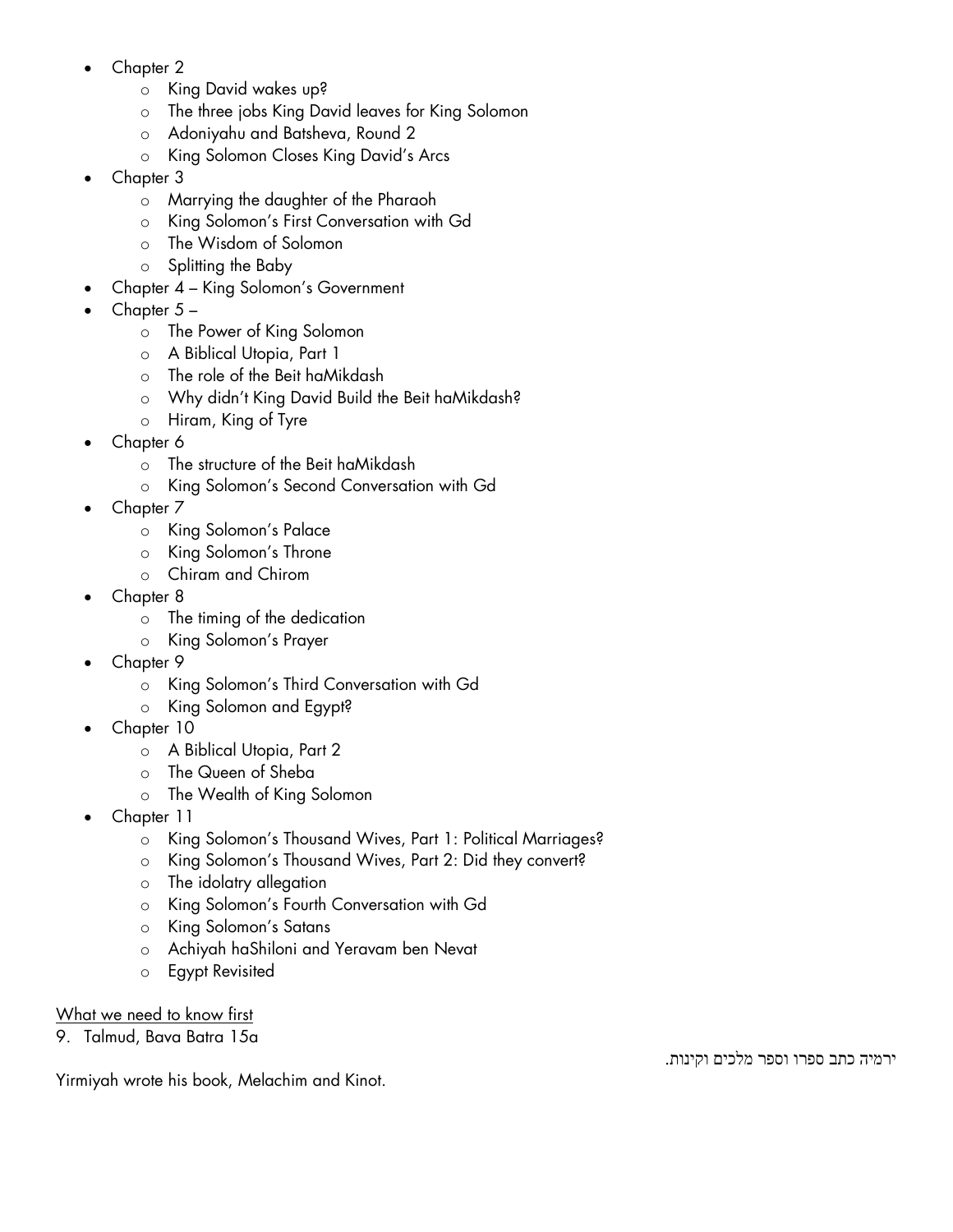- Chapter 2
  - King David wakes up?
  - The three jobs King David leaves for King Solomon
  - Adoniyahu and Batsheva, Round 2
  - King Solomon Closes King David's Arcs
- Chapter 3
  - Marrying the daughter of the Pharaoh
  - King Solomon's First Conversation with Gd
  - The Wisdom of Solomon
  - Splitting the Baby
- Chapter 4 – King Solomon's Government
- Chapter 5 –
  - The Power of King Solomon
  - A Biblical Utopia, Part 1
  - The role of the Beit haMikdash
  - Why didn't King David Build the Beit haMikdash?
  - Hiram, King of Tyre
- Chapter 6
  - The structure of the Beit haMikdash
  - King Solomon's Second Conversation with Gd
- Chapter 7
  - King Solomon's Palace
  - King Solomon's Throne
  - Chiram and Chirom
- Chapter 8
  - The timing of the dedication
  - King Solomon's Prayer
- Chapter 9
  - King Solomon's Third Conversation with Gd
  - King Solomon and Egypt?
- Chapter 10
  - A Biblical Utopia, Part 2
  - The Queen of Sheba
  - The Wealth of King Solomon
- Chapter 11
  - King Solomon's Thousand Wives, Part 1: Political Marriages?
  - King Solomon's Thousand Wives, Part 2: Did they convert?
  - The idolatry allegation
  - King Solomon's Fourth Conversation with Gd
  - King Solomon's Satans
  - Achiyah haShiloni and Yeravam ben Nevat
  - Egypt Revisited

<u>What we need to know first</u>

9. Talmud, Bava Batra 15a

ירמיה כתב ספרו וספר מלכים וקינות.

Yirmiyah wrote his book, Melachim and Kinot.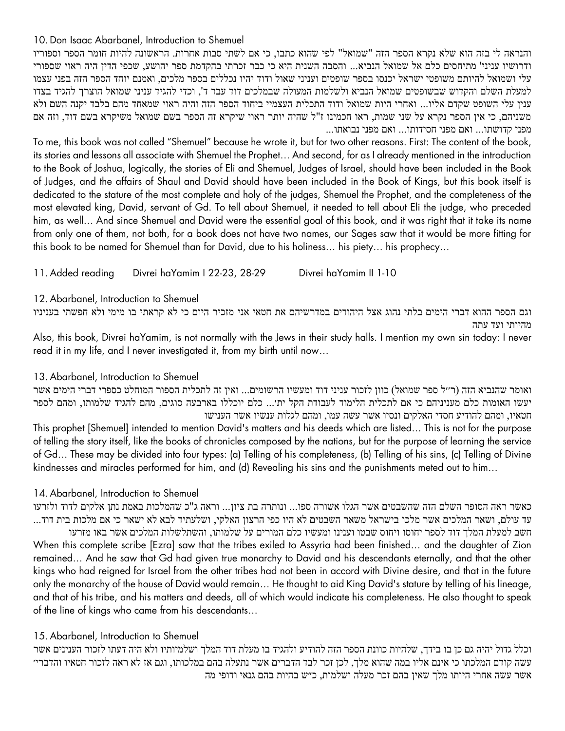## 10. Don Isaac Abarbanel, Introduction to Shemuel

והנראה לי בזה הוא שלא נקרא הספר הזה "שמואל" לפי שהוא כתבו, כי אם לשתי סבות אחרות. הראשונה להיות חומר הספר וספוריו ודרושיו עניני' מתיחסים כלם אל שמואל הנביא... והסבה השנית היא כי כבר זכרתי בהקדמת ספר יהושע, שכפי הדין היה ראוי שספורי עלי ושמואל להיותם משופטי ישראל יכנסו בספר שופטים ועניני שאול ודוד יהיו נכללים בספר מלכים, ואמנם יוחד הספר הזה בפני עצמו למעלת השלם והקדוש שבשופטים שמואל הנביא ולשלמות המעולה שבמלכים דוד עבד ד', וכדי להגיד עניני שמואל הוצרך להגיד בצדו ענין עלי השופט שקדם אליו... ואחרי היות שמואל ודוד התכלית העצמיי ביחוד הספר הזה והיה ראוי שמאחד מהם לבלד יקנה השם ולא משניהם, כי אין הספר נקרא על שני שמות, ראו חכמינו ז"ל שהיה יותר ראוי שיקרא זה הספר בשם שמואל משיקרא בשם דוד, וזה אם מפני קדושתו... ואם מפני חסידותו... ואם מפני נבואתו...

To me, this book was not called "Shemuel" because he wrote it, but for two other reasons. First: The content of the book, its stories and lessons all associate with Shemuel the Prophet… And second, for as I already mentioned in the introduction to the Book of Joshua, logically, the stories of Eli and Shemuel, Judges of Israel, should have been included in the Book of Judges, and the affairs of Shaul and David should have been included in the Book of Kings, but this book itself is dedicated to the stature of the most complete and holy of the judges, Shemuel the Prophet, and the completeness of the most elevated king, David, servant of Gd. To tell about Shemuel, it needed to tell about Eli the judge, who preceded him, as well… And since Shemuel and David were the essential goal of this book, and it was right that it take its name from only one of them, not both, for a book does not have two names, our Sages saw that it would be more fitting for this book to be named for Shemuel than for David, due to his holiness… his piety… his prophecy…

## 11. Added reading  Divrei haYamim I 22-23, 28-29  Divrei haYamim II 1-10

## 12. Abarbanel, Introduction to Shemuel

וגם הספר ההוא דברי הימים בלתי נהוג אצל היהודים במדרשיהם את חטאי אני מזכיר היום כי לא קראתי בו מימי ולא חפשתי בעניניו מהיותי ועד עתה

Also, this book, Divrei haYamim, is not normally with the Jews in their study halls. I mention my own sin today: I never read it in my life, and I never investigated it, from my birth until now…

## 13. Abarbanel, Introduction to Shemuel

ואומר שהנביא הזה (ר"ל ספר שמואל) כוון לזכור עניני דוד ומעשיו הרשומים... ואין זה לתכלית הספור המוחלט כספרי דברי הימים אשר יעשו האומות כלם מעניניהם כי אם לתכלית הלימוד לעבודת הקל ית'... כלם יוכללו בארבעה סוגים, מהם להגיד שלמותו, ומהם לספר חטאיו, ומהם להודיע חסדי האלקים ונסיו אשר עשה עמו, ומהם לגלות ענשיו אשר הענישו

This prophet [Shemuel] intended to mention David's matters and his deeds which are listed… This is not for the purpose of telling the story itself, like the books of chronicles composed by the nations, but for the purpose of learning the service of Gd… These may be divided into four types: (a) Telling of his completeness, (b) Telling of his sins, (c) Telling of Divine kindnesses and miracles performed for him, and (d) Revealing his sins and the punishments meted out to him…

## 14. Abarbanel, Introduction to Shemuel

כאשר ראה הסופר השלם הזה שהשבטים אשר הגלו אשורה ספו... ונותרה בת ציון... וראה ג"כ שהמלכות באמת נתן אלקים לדוד ולזרעו עד עולם, ושאר המלכים אשר מלכו בישראל משאר השבטים לא היו כפי הרצון האלקי, ושלעתיד לבא לא ישאר כי אם מלכות בית דוד... חשב למעלת המלך דוד לספר יחוסו ויחוס שבטו וענינו ומעשיו כלם המורים על שלמותו, והשתלשלות המלכים אשר באו מזרעו

When this complete scribe [Ezra] saw that the tribes exiled to Assyria had been finished… and the daughter of Zion remained… And he saw that Gd had given true monarchy to David and his descendants eternally, and that the other kings who had reigned for Israel from the other tribes had not been in accord with Divine desire, and that in the future only the monarchy of the house of David would remain… He thought to aid King David's stature by telling of his lineage, and that of his tribe, and his matters and deeds, all of which would indicate his completeness. He also thought to speak of the line of kings who came from his descendants…

## 15. Abarbanel, Introduction to Shemuel

וכלל גדול יהיה גם כן בו בידך, שלהיות כוונת הספר הזה להודיע ולהגיד בו מעלת דוד המלך ושלמיותיו ולא היה דעתו לזכור הענינים אשר עשה קודם המלכתו כי אינם אליו במה שהוא מלך, לכן זכר לבד הדברים אשר נתעלה בהם במלכותו, וגם אז לא ראה לזכור חטאיו והדברי' אשר עשה אחרי היותו מלך שאין בהם זכר מעלה ושלמות, כ"ש בהיות בהם גנאי ודופי מה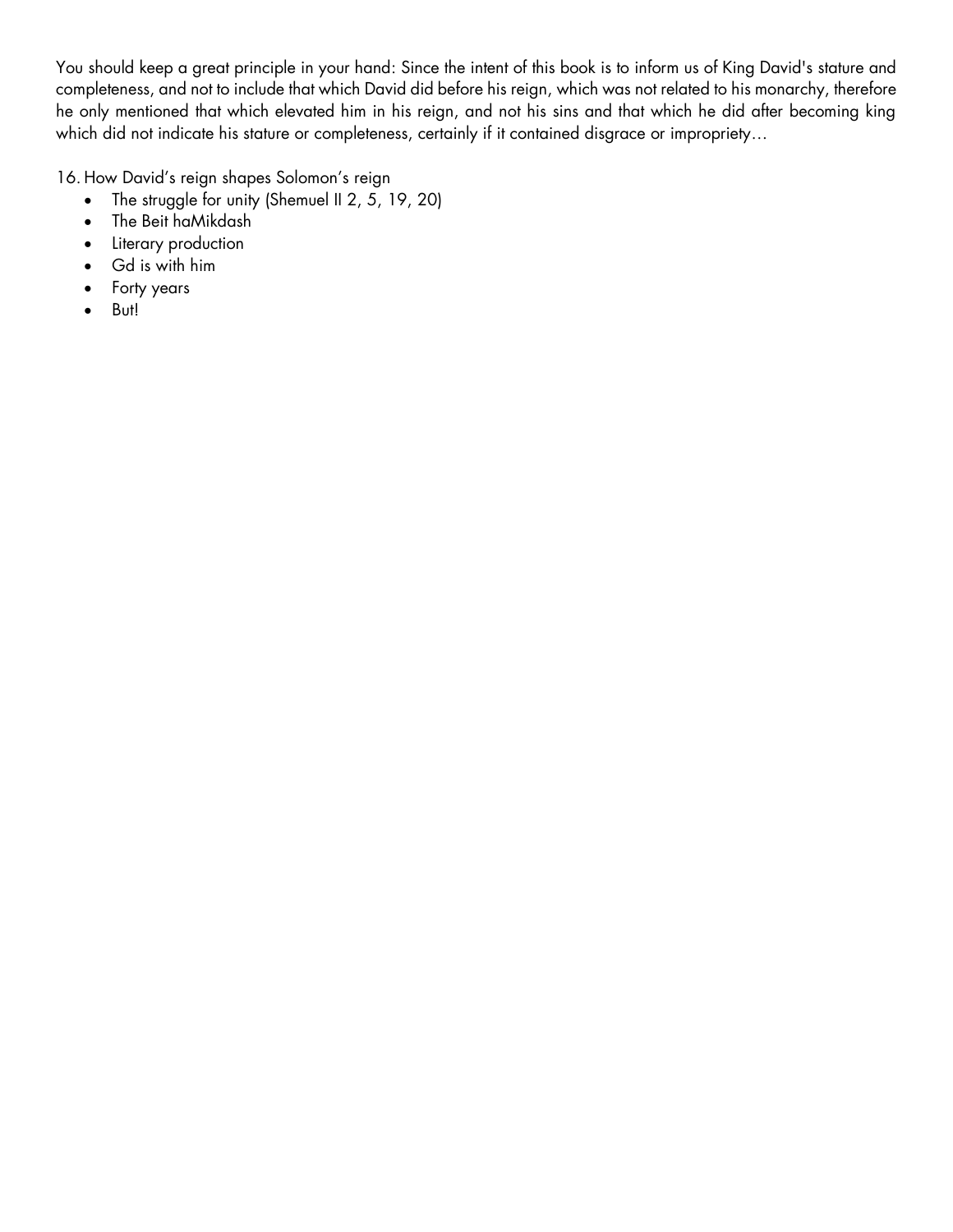You should keep a great principle in your hand: Since the intent of this book is to inform us of King David's stature and completeness, and not to include that which David did before his reign, which was not related to his monarchy, therefore he only mentioned that which elevated him in his reign, and not his sins and that which he did after becoming king which did not indicate his stature or completeness, certainly if it contained disgrace or impropriety…

16. How David's reign shapes Solomon's reign
    - The struggle for unity (Shemuel II 2, 5, 19, 20)
    - The Beit haMikdash
    - Literary production
    - Gd is with him
    - Forty years
    - But!